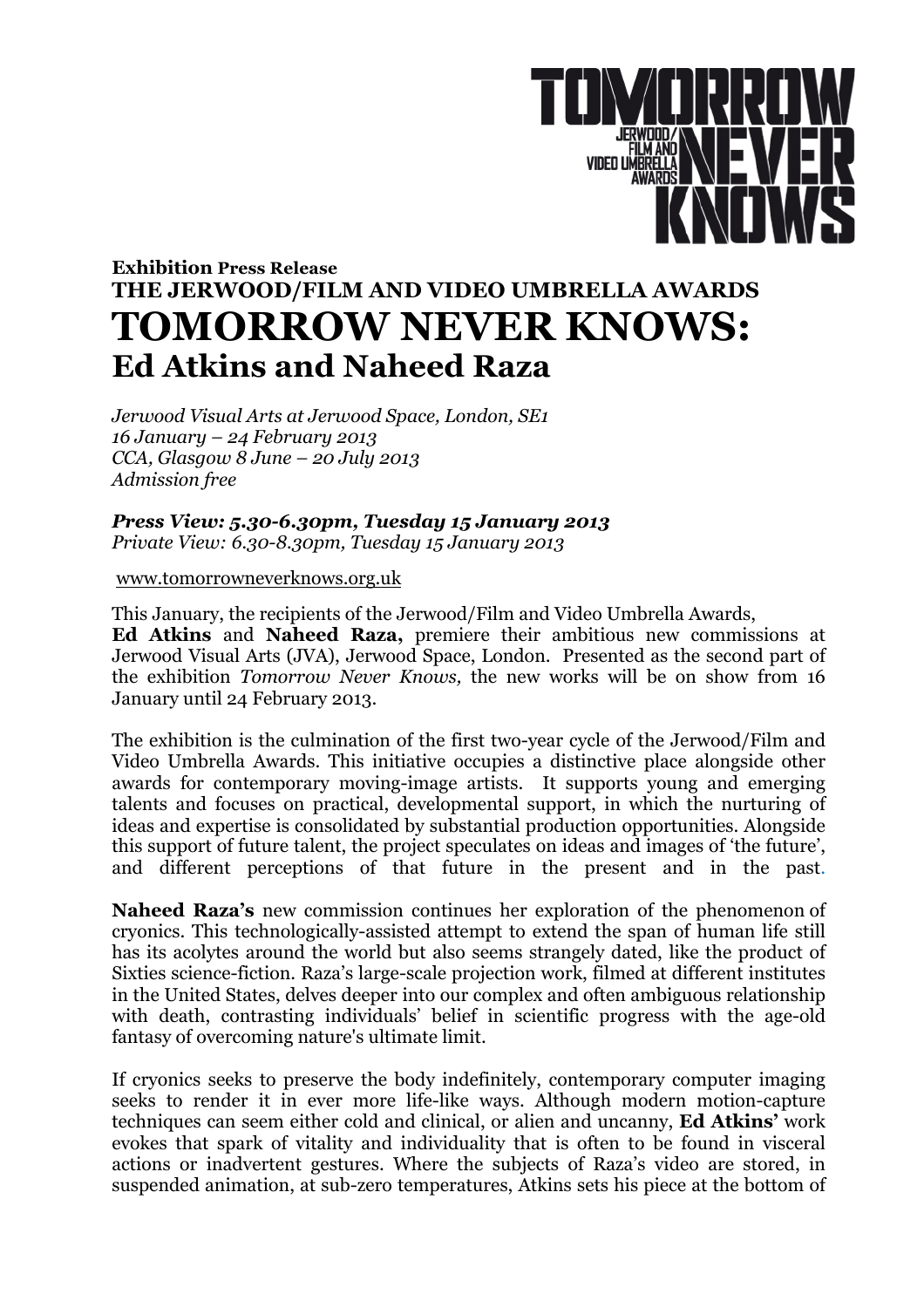TOMORROW NEVER KNOWS
JERWOOD/ FILM AND VIDEO UMBRELLA AWARDS

**Exhibition Press Release**
**THE JERWOOD/FILM AND VIDEO UMBRELLA AWARDS**

# TOMORROW NEVER KNOWS:

## Ed Atkins and Naheed Raza

*Jerwood Visual Arts at Jerwood Space, London, SE1*
*16 January – 24 February 2013*
*CCA, Glasgow 8 June – 20 July 2013*
*Admission free*

***Press View: 5.30-6.30pm, Tuesday 15 January 2013***
*Private View: 6.30-8.30pm, Tuesday 15 January 2013*

www.tomorrowneverknows.org.uk

This January, the recipients of the Jerwood/Film and Video Umbrella Awards, **Ed Atkins** and **Naheed Raza,** premiere their ambitious new commissions at Jerwood Visual Arts (JVA), Jerwood Space, London. Presented as the second part of the exhibition *Tomorrow Never Knows,* the new works will be on show from 16 January until 24 February 2013.

The exhibition is the culmination of the first two-year cycle of the Jerwood/Film and Video Umbrella Awards. This initiative occupies a distinctive place alongside other awards for contemporary moving-image artists. It supports young and emerging talents and focuses on practical, developmental support, in which the nurturing of ideas and expertise is consolidated by substantial production opportunities. Alongside this support of future talent, the project speculates on ideas and images of 'the future', and different perceptions of that future in the present and in the past.

**Naheed Raza's** new commission continues her exploration of the phenomenon of cryonics. This technologically-assisted attempt to extend the span of human life still has its acolytes around the world but also seems strangely dated, like the product of Sixties science-fiction. Raza's large-scale projection work, filmed at different institutes in the United States, delves deeper into our complex and often ambiguous relationship with death, contrasting individuals' belief in scientific progress with the age-old fantasy of overcoming nature's ultimate limit.

If cryonics seeks to preserve the body indefinitely, contemporary computer imaging seeks to render it in ever more life-like ways. Although modern motion-capture techniques can seem either cold and clinical, or alien and uncanny, **Ed Atkins'** work evokes that spark of vitality and individuality that is often to be found in visceral actions or inadvertent gestures. Where the subjects of Raza's video are stored, in suspended animation, at sub-zero temperatures, Atkins sets his piece at the bottom of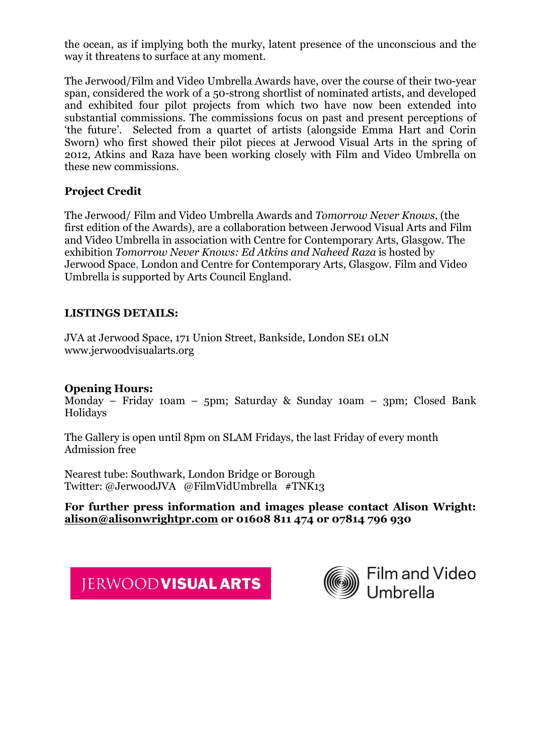the ocean, as if implying both the murky, latent presence of the unconscious and the way it threatens to surface at any moment.

The Jerwood/Film and Video Umbrella Awards have, over the course of their two-year span, considered the work of a 50-strong shortlist of nominated artists, and developed and exhibited four pilot projects from which two have now been extended into substantial commissions. The commissions focus on past and present perceptions of 'the future'. Selected from a quartet of artists (alongside Emma Hart and Corin Sworn) who first showed their pilot pieces at Jerwood Visual Arts in the spring of 2012, Atkins and Raza have been working closely with Film and Video Umbrella on these new commissions.

**Project Credit**

The Jerwood/ Film and Video Umbrella Awards and *Tomorrow Never Knows*, (the first edition of the Awards), are a collaboration between Jerwood Visual Arts and Film and Video Umbrella in association with Centre for Contemporary Arts, Glasgow. The exhibition *Tomorrow Never Knows: Ed Atkins and Naheed Raza* is hosted by Jerwood Space, London and Centre for Contemporary Arts, Glasgow. Film and Video Umbrella is supported by Arts Council England.

**LISTINGS DETAILS:**

JVA at Jerwood Space, 171 Union Street, Bankside, London SE1 0LN
www.jerwoodvisualarts.org

**Opening Hours:**
Monday – Friday 10am – 5pm; Saturday & Sunday 10am – 3pm; Closed Bank Holidays

The Gallery is open until 8pm on SLAM Fridays, the last Friday of every month
Admission free

Nearest tube: Southwark, London Bridge or Borough
Twitter: @JerwoodJVA @FilmVidUmbrella #TNK13

**For further press information and images please contact Alison Wright: alison@alisonwrightpr.com or 01608 811 474 or 07814 796 930**

JERWOOD VISUAL ARTS

Film and Video Umbrella